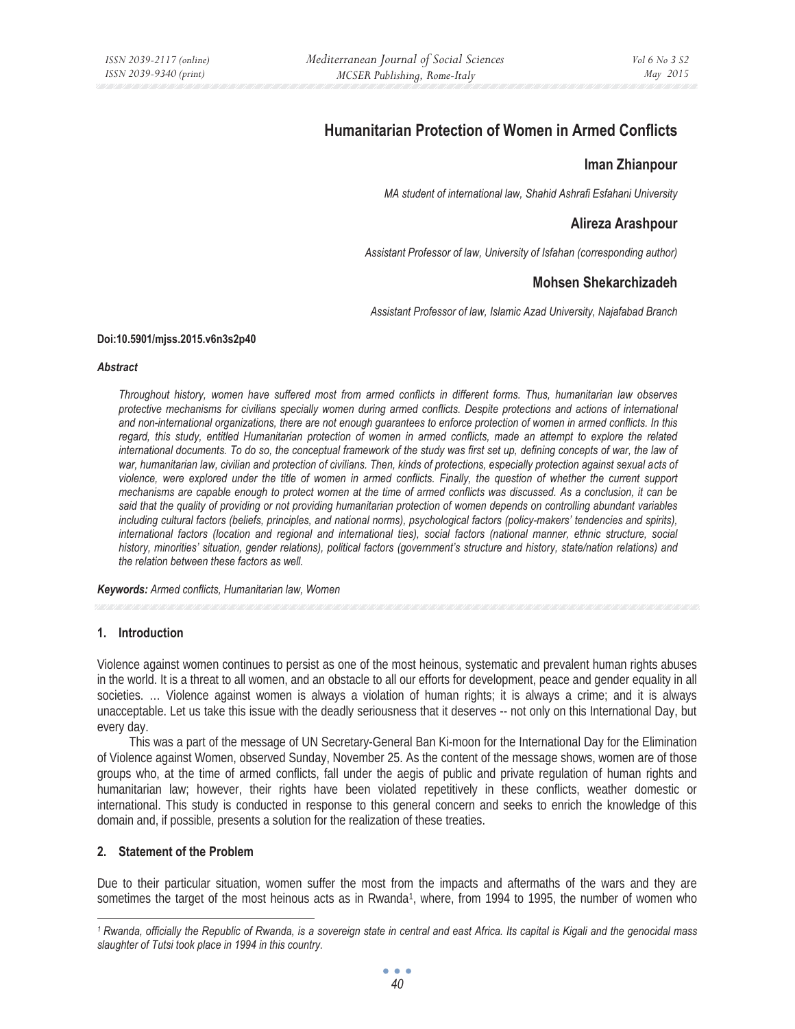# Humanitarian Protection of Women in Armed Conflicts

## Iman Zhianpour

*MA student of international law, Shahid Ashrafi Esfahani University*

## Alireza Arashpour

*Assistant Professor of law, University of Isfahan (corresponding author)*

## Mohsen Shekarchizadeh

*Assistant Professor of law, Islamic Azad University, Najafabad Branch*

**Doi:10.5901/mjss.2015.v6n3s2p40**

***Abstract***

*Throughout history, women have suffered most from armed conflicts in different forms. Thus, humanitarian law observes protective mechanisms for civilians specially women during armed conflicts. Despite protections and actions of international and non-international organizations, there are not enough guarantees to enforce protection of women in armed conflicts. In this regard, this study, entitled Humanitarian protection of women in armed conflicts, made an attempt to explore the related international documents. To do so, the conceptual framework of the study was first set up, defining concepts of war, the law of war, humanitarian law, civilian and protection of civilians. Then, kinds of protections, especially protection against sexual acts of violence, were explored under the title of women in armed conflicts. Finally, the question of whether the current support mechanisms are capable enough to protect women at the time of armed conflicts was discussed. As a conclusion, it can be said that the quality of providing or not providing humanitarian protection of women depends on controlling abundant variables including cultural factors (beliefs, principles, and national norms), psychological factors (policy-makers' tendencies and spirits), international factors (location and regional and international ties), social factors (national manner, ethnic structure, social history, minorities' situation, gender relations), political factors (government's structure and history, state/nation relations) and the relation between these factors as well.*

***Keywords:*** *Armed conflicts, Humanitarian law, Women*

### 1. Introduction

Violence against women continues to persist as one of the most heinous, systematic and prevalent human rights abuses in the world. It is a threat to all women, and an obstacle to all our efforts for development, peace and gender equality in all societies. … Violence against women is always a violation of human rights; it is always a crime; and it is always unacceptable. Let us take this issue with the deadly seriousness that it deserves -- not only on this International Day, but every day.

This was a part of the message of UN Secretary-General Ban Ki-moon for the International Day for the Elimination of Violence against Women, observed Sunday, November 25. As the content of the message shows, women are of those groups who, at the time of armed conflicts, fall under the aegis of public and private regulation of human rights and humanitarian law; however, their rights have been violated repetitively in these conflicts, weather domestic or international. This study is conducted in response to this general concern and seeks to enrich the knowledge of this domain and, if possible, presents a solution for the realization of these treaties.

### 2. Statement of the Problem

Due to their particular situation, women suffer the most from the impacts and aftermaths of the wars and they are sometimes the target of the most heinous acts as in Rwanda[1], where, from 1994 to 1995, the number of women who

[1] *Rwanda, officially the Republic of Rwanda, is a sovereign state in central and east Africa. Its capital is Kigali and the genocidal mass slaughter of Tutsi took place in 1994 in this country.*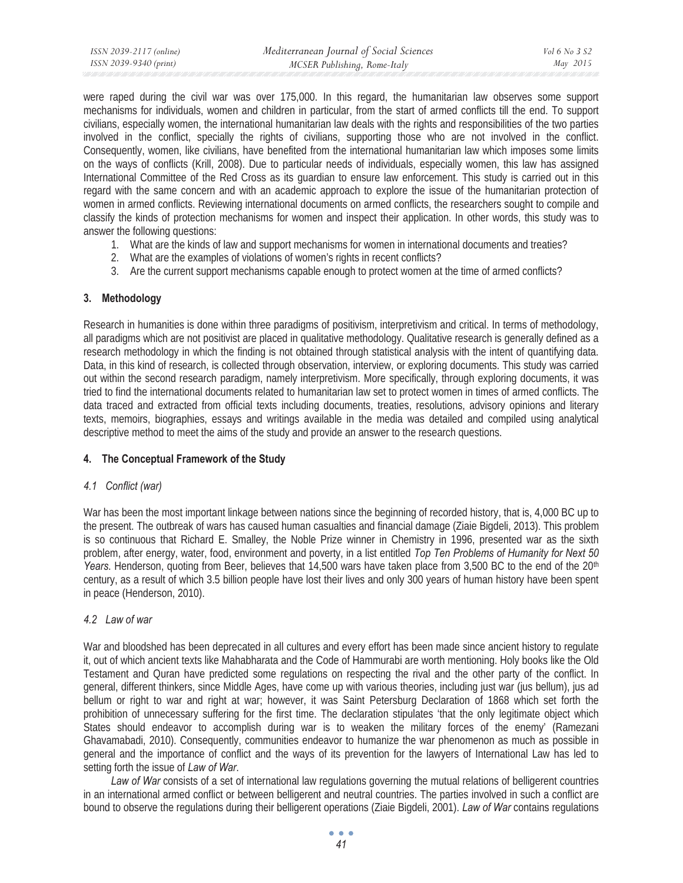were raped during the civil war was over 175,000. In this regard, the humanitarian law observes some support mechanisms for individuals, women and children in particular, from the start of armed conflicts till the end. To support civilians, especially women, the international humanitarian law deals with the rights and responsibilities of the two parties involved in the conflict, specially the rights of civilians, supporting those who are not involved in the conflict. Consequently, women, like civilians, have benefited from the international humanitarian law which imposes some limits on the ways of conflicts (Krill, 2008). Due to particular needs of individuals, especially women, this law has assigned International Committee of the Red Cross as its guardian to ensure law enforcement. This study is carried out in this regard with the same concern and with an academic approach to explore the issue of the humanitarian protection of women in armed conflicts. Reviewing international documents on armed conflicts, the researchers sought to compile and classify the kinds of protection mechanisms for women and inspect their application. In other words, this study was to answer the following questions:

1. What are the kinds of law and support mechanisms for women in international documents and treaties?
2. What are the examples of violations of women's rights in recent conflicts?
3. Are the current support mechanisms capable enough to protect women at the time of armed conflicts?

## 3. Methodology

Research in humanities is done within three paradigms of positivism, interpretivism and critical. In terms of methodology, all paradigms which are not positivist are placed in qualitative methodology. Qualitative research is generally defined as a research methodology in which the finding is not obtained through statistical analysis with the intent of quantifying data. Data, in this kind of research, is collected through observation, interview, or exploring documents. This study was carried out within the second research paradigm, namely interpretivism. More specifically, through exploring documents, it was tried to find the international documents related to humanitarian law set to protect women in times of armed conflicts. The data traced and extracted from official texts including documents, treaties, resolutions, advisory opinions and literary texts, memoirs, biographies, essays and writings available in the media was detailed and compiled using analytical descriptive method to meet the aims of the study and provide an answer to the research questions.

## 4. The Conceptual Framework of the Study

### *4.1 Conflict (war)*

War has been the most important linkage between nations since the beginning of recorded history, that is, 4,000 BC up to the present. The outbreak of wars has caused human casualties and financial damage (Ziaie Bigdeli, 2013). This problem is so continuous that Richard E. Smalley, the Noble Prize winner in Chemistry in 1996, presented war as the sixth problem, after energy, water, food, environment and poverty, in a list entitled *Top Ten Problems of Humanity for Next 50 Years*. Henderson, quoting from Beer, believes that 14,500 wars have taken place from 3,500 BC to the end of the 20th century, as a result of which 3.5 billion people have lost their lives and only 300 years of human history have been spent in peace (Henderson, 2010).

### *4.2 Law of war*

War and bloodshed has been deprecated in all cultures and every effort has been made since ancient history to regulate it, out of which ancient texts like Mahabharata and the Code of Hammurabi are worth mentioning. Holy books like the Old Testament and Quran have predicted some regulations on respecting the rival and the other party of the conflict. In general, different thinkers, since Middle Ages, have come up with various theories, including just war (jus bellum), jus ad bellum or right to war and right at war; however, it was Saint Petersburg Declaration of 1868 which set forth the prohibition of unnecessary suffering for the first time. The declaration stipulates 'that the only legitimate object which States should endeavor to accomplish during war is to weaken the military forces of the enemy' (Ramezani Ghavamabadi, 2010). Consequently, communities endeavor to humanize the war phenomenon as much as possible in general and the importance of conflict and the ways of its prevention for the lawyers of International Law has led to setting forth the issue of *Law of War*.

*Law of War* consists of a set of international law regulations governing the mutual relations of belligerent countries in an international armed conflict or between belligerent and neutral countries. The parties involved in such a conflict are bound to observe the regulations during their belligerent operations (Ziaie Bigdeli, 2001). *Law of War* contains regulations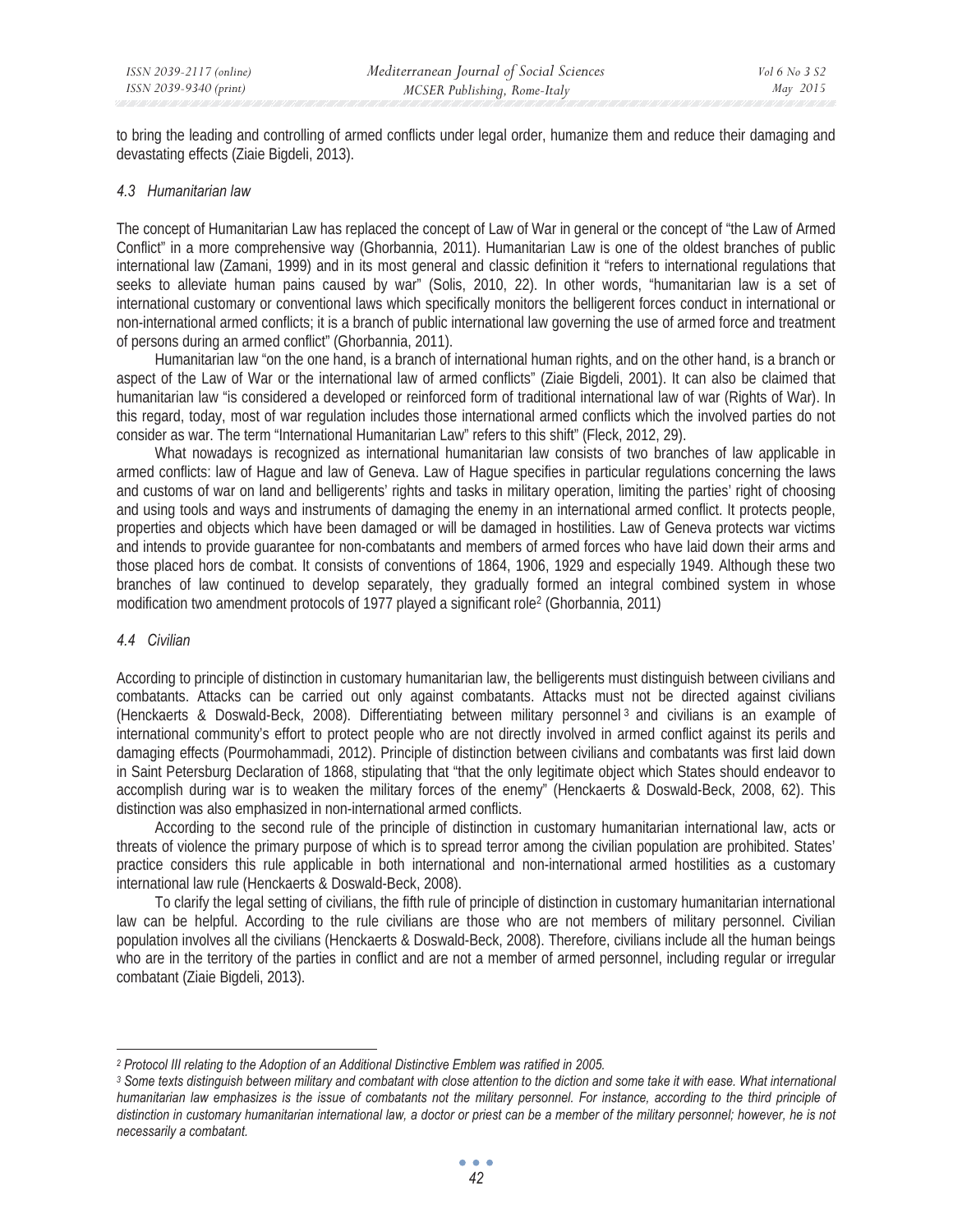to bring the leading and controlling of armed conflicts under legal order, humanize them and reduce their damaging and devastating effects (Ziaie Bigdeli, 2013).

### *4.3 Humanitarian law*

The concept of Humanitarian Law has replaced the concept of Law of War in general or the concept of "the Law of Armed Conflict" in a more comprehensive way (Ghorbannia, 2011). Humanitarian Law is one of the oldest branches of public international law (Zamani, 1999) and in its most general and classic definition it "refers to international regulations that seeks to alleviate human pains caused by war" (Solis, 2010, 22). In other words, "humanitarian law is a set of international customary or conventional laws which specifically monitors the belligerent forces conduct in international or non-international armed conflicts; it is a branch of public international law governing the use of armed force and treatment of persons during an armed conflict" (Ghorbannia, 2011).

Humanitarian law "on the one hand, is a branch of international human rights, and on the other hand, is a branch or aspect of the Law of War or the international law of armed conflicts" (Ziaie Bigdeli, 2001). It can also be claimed that humanitarian law "is considered a developed or reinforced form of traditional international law of war (Rights of War). In this regard, today, most of war regulation includes those international armed conflicts which the involved parties do not consider as war. The term "International Humanitarian Law" refers to this shift" (Fleck, 2012, 29).

What nowadays is recognized as international humanitarian law consists of two branches of law applicable in armed conflicts: law of Hague and law of Geneva. Law of Hague specifies in particular regulations concerning the laws and customs of war on land and belligerents' rights and tasks in military operation, limiting the parties' right of choosing and using tools and ways and instruments of damaging the enemy in an international armed conflict. It protects people, properties and objects which have been damaged or will be damaged in hostilities. Law of Geneva protects war victims and intends to provide guarantee for non-combatants and members of armed forces who have laid down their arms and those placed hors de combat. It consists of conventions of 1864, 1906, 1929 and especially 1949. Although these two branches of law continued to develop separately, they gradually formed an integral combined system in whose modification two amendment protocols of 1977 played a significant role[2] (Ghorbannia, 2011)

### *4.4 Civilian*

According to principle of distinction in customary humanitarian law, the belligerents must distinguish between civilians and combatants. Attacks can be carried out only against combatants. Attacks must not be directed against civilians (Henckaerts & Doswald-Beck, 2008). Differentiating between military personnel[3] and civilians is an example of international community's effort to protect people who are not directly involved in armed conflict against its perils and damaging effects (Pourmohammadi, 2012). Principle of distinction between civilians and combatants was first laid down in Saint Petersburg Declaration of 1868, stipulating that "that the only legitimate object which States should endeavor to accomplish during war is to weaken the military forces of the enemy" (Henckaerts & Doswald-Beck, 2008, 62). This distinction was also emphasized in non-international armed conflicts.

According to the second rule of the principle of distinction in customary humanitarian international law, acts or threats of violence the primary purpose of which is to spread terror among the civilian population are prohibited. States' practice considers this rule applicable in both international and non-international armed hostilities as a customary international law rule (Henckaerts & Doswald-Beck, 2008).

To clarify the legal setting of civilians, the fifth rule of principle of distinction in customary humanitarian international law can be helpful. According to the rule civilians are those who are not members of military personnel. Civilian population involves all the civilians (Henckaerts & Doswald-Beck, 2008). Therefore, civilians include all the human beings who are in the territory of the parties in conflict and are not a member of armed personnel, including regular or irregular combatant (Ziaie Bigdeli, 2013).

---

*[2] Protocol III relating to the Adoption of an Additional Distinctive Emblem was ratified in 2005.*

*[3] Some texts distinguish between military and combatant with close attention to the diction and some take it with ease. What international humanitarian law emphasizes is the issue of combatants not the military personnel. For instance, according to the third principle of distinction in customary humanitarian international law, a doctor or priest can be a member of the military personnel; however, he is not necessarily a combatant.*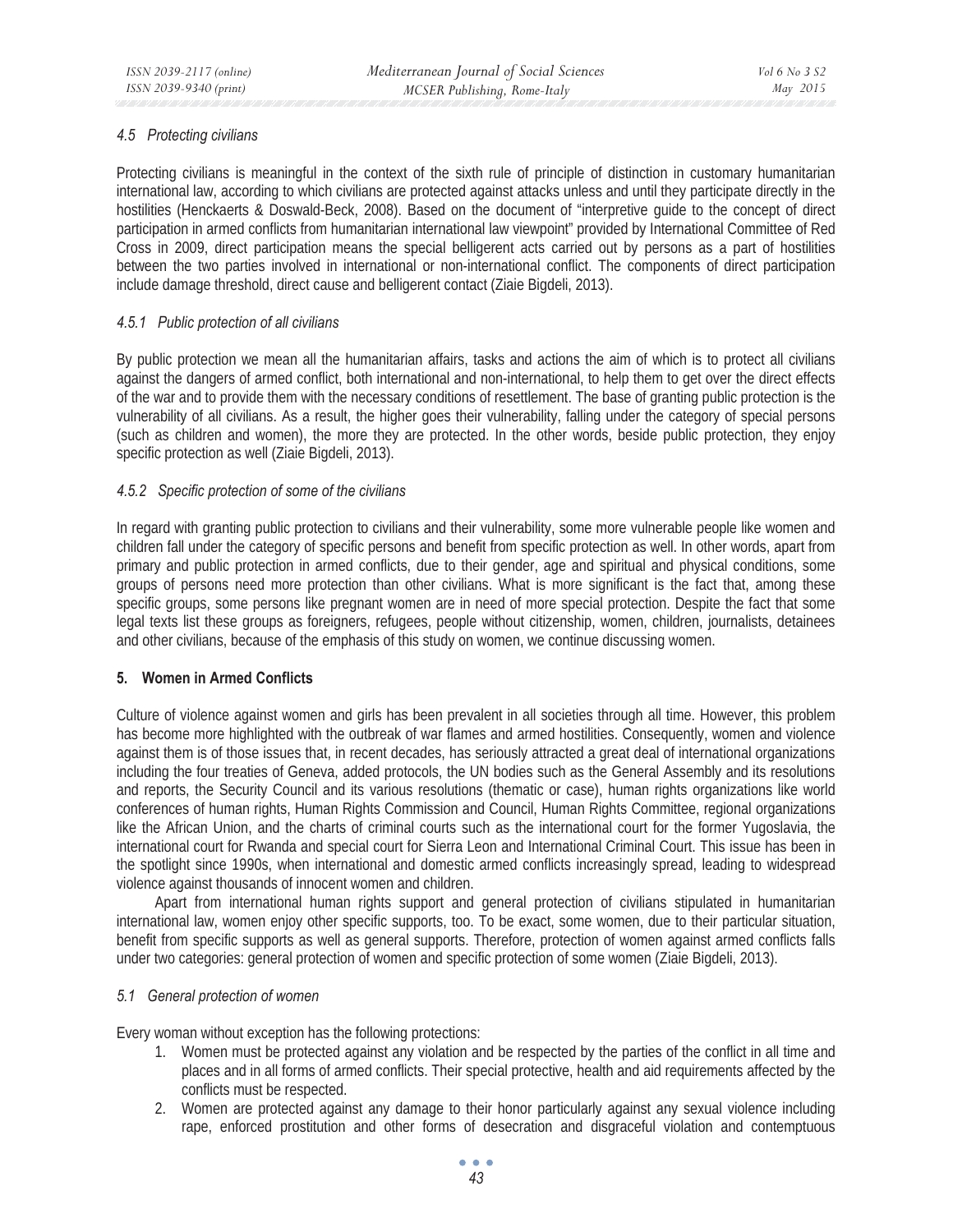### *4.5 Protecting civilians*

Protecting civilians is meaningful in the context of the sixth rule of principle of distinction in customary humanitarian international law, according to which civilians are protected against attacks unless and until they participate directly in the hostilities (Henckaerts & Doswald-Beck, 2008). Based on the document of "interpretive guide to the concept of direct participation in armed conflicts from humanitarian international law viewpoint" provided by International Committee of Red Cross in 2009, direct participation means the special belligerent acts carried out by persons as a part of hostilities between the two parties involved in international or non-international conflict. The components of direct participation include damage threshold, direct cause and belligerent contact (Ziaie Bigdeli, 2013).

#### *4.5.1 Public protection of all civilians*

By public protection we mean all the humanitarian affairs, tasks and actions the aim of which is to protect all civilians against the dangers of armed conflict, both international and non-international, to help them to get over the direct effects of the war and to provide them with the necessary conditions of resettlement. The base of granting public protection is the vulnerability of all civilians. As a result, the higher goes their vulnerability, falling under the category of special persons (such as children and women), the more they are protected. In the other words, beside public protection, they enjoy specific protection as well (Ziaie Bigdeli, 2013).

#### *4.5.2 Specific protection of some of the civilians*

In regard with granting public protection to civilians and their vulnerability, some more vulnerable people like women and children fall under the category of specific persons and benefit from specific protection as well. In other words, apart from primary and public protection in armed conflicts, due to their gender, age and spiritual and physical conditions, some groups of persons need more protection than other civilians. What is more significant is the fact that, among these specific groups, some persons like pregnant women are in need of more special protection. Despite the fact that some legal texts list these groups as foreigners, refugees, people without citizenship, women, children, journalists, detainees and other civilians, because of the emphasis of this study on women, we continue discussing women.

## 5. Women in Armed Conflicts

Culture of violence against women and girls has been prevalent in all societies through all time. However, this problem has become more highlighted with the outbreak of war flames and armed hostilities. Consequently, women and violence against them is of those issues that, in recent decades, has seriously attracted a great deal of international organizations including the four treaties of Geneva, added protocols, the UN bodies such as the General Assembly and its resolutions and reports, the Security Council and its various resolutions (thematic or case), human rights organizations like world conferences of human rights, Human Rights Commission and Council, Human Rights Committee, regional organizations like the African Union, and the charts of criminal courts such as the international court for the former Yugoslavia, the international court for Rwanda and special court for Sierra Leon and International Criminal Court. This issue has been in the spotlight since 1990s, when international and domestic armed conflicts increasingly spread, leading to widespread violence against thousands of innocent women and children.

Apart from international human rights support and general protection of civilians stipulated in humanitarian international law, women enjoy other specific supports, too. To be exact, some women, due to their particular situation, benefit from specific supports as well as general supports. Therefore, protection of women against armed conflicts falls under two categories: general protection of women and specific protection of some women (Ziaie Bigdeli, 2013).

### *5.1 General protection of women*

Every woman without exception has the following protections:

1. Women must be protected against any violation and be respected by the parties of the conflict in all time and places and in all forms of armed conflicts. Their special protective, health and aid requirements affected by the conflicts must be respected.
2. Women are protected against any damage to their honor particularly against any sexual violence including rape, enforced prostitution and other forms of desecration and disgraceful violation and contemptuous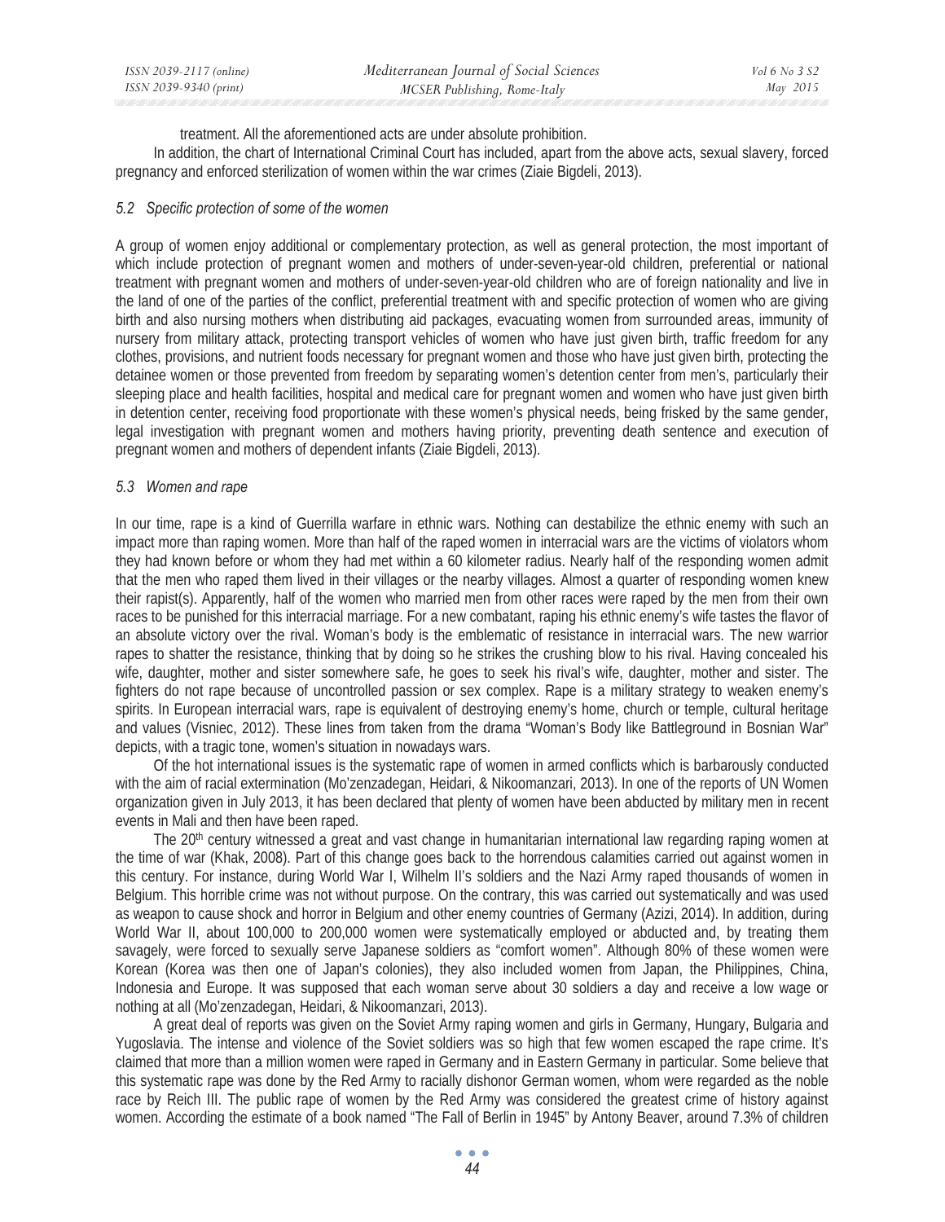treatment. All the aforementioned acts are under absolute prohibition.

In addition, the chart of International Criminal Court has included, apart from the above acts, sexual slavery, forced pregnancy and enforced sterilization of women within the war crimes (Ziaie Bigdeli, 2013).

### *5.2 Specific protection of some of the women*

A group of women enjoy additional or complementary protection, as well as general protection, the most important of which include protection of pregnant women and mothers of under-seven-year-old children, preferential or national treatment with pregnant women and mothers of under-seven-year-old children who are of foreign nationality and live in the land of one of the parties of the conflict, preferential treatment with and specific protection of women who are giving birth and also nursing mothers when distributing aid packages, evacuating women from surrounded areas, immunity of nursery from military attack, protecting transport vehicles of women who have just given birth, traffic freedom for any clothes, provisions, and nutrient foods necessary for pregnant women and those who have just given birth, protecting the detainee women or those prevented from freedom by separating women's detention center from men's, particularly their sleeping place and health facilities, hospital and medical care for pregnant women and women who have just given birth in detention center, receiving food proportionate with these women's physical needs, being frisked by the same gender, legal investigation with pregnant women and mothers having priority, preventing death sentence and execution of pregnant women and mothers of dependent infants (Ziaie Bigdeli, 2013).

### *5.3 Women and rape*

In our time, rape is a kind of Guerrilla warfare in ethnic wars. Nothing can destabilize the ethnic enemy with such an impact more than raping women. More than half of the raped women in interracial wars are the victims of violators whom they had known before or whom they had met within a 60 kilometer radius. Nearly half of the responding women admit that the men who raped them lived in their villages or the nearby villages. Almost a quarter of responding women knew their rapist(s). Apparently, half of the women who married men from other races were raped by the men from their own races to be punished for this interracial marriage. For a new combatant, raping his ethnic enemy's wife tastes the flavor of an absolute victory over the rival. Woman's body is the emblematic of resistance in interracial wars. The new warrior rapes to shatter the resistance, thinking that by doing so he strikes the crushing blow to his rival. Having concealed his wife, daughter, mother and sister somewhere safe, he goes to seek his rival's wife, daughter, mother and sister. The fighters do not rape because of uncontrolled passion or sex complex. Rape is a military strategy to weaken enemy's spirits. In European interracial wars, rape is equivalent of destroying enemy's home, church or temple, cultural heritage and values (Visniec, 2012). These lines from taken from the drama "Woman's Body like Battleground in Bosnian War" depicts, with a tragic tone, women's situation in nowadays wars.

Of the hot international issues is the systematic rape of women in armed conflicts which is barbarously conducted with the aim of racial extermination (Mo'zenzadegan, Heidari, & Nikoomanzari, 2013). In one of the reports of UN Women organization given in July 2013, it has been declared that plenty of women have been abducted by military men in recent events in Mali and then have been raped.

The 20th century witnessed a great and vast change in humanitarian international law regarding raping women at the time of war (Khak, 2008). Part of this change goes back to the horrendous calamities carried out against women in this century. For instance, during World War I, Wilhelm II's soldiers and the Nazi Army raped thousands of women in Belgium. This horrible crime was not without purpose. On the contrary, this was carried out systematically and was used as weapon to cause shock and horror in Belgium and other enemy countries of Germany (Azizi, 2014). In addition, during World War II, about 100,000 to 200,000 women were systematically employed or abducted and, by treating them savagely, were forced to sexually serve Japanese soldiers as "comfort women". Although 80% of these women were Korean (Korea was then one of Japan's colonies), they also included women from Japan, the Philippines, China, Indonesia and Europe. It was supposed that each woman serve about 30 soldiers a day and receive a low wage or nothing at all (Mo'zenzadegan, Heidari, & Nikoomanzari, 2013).

A great deal of reports was given on the Soviet Army raping women and girls in Germany, Hungary, Bulgaria and Yugoslavia. The intense and violence of the Soviet soldiers was so high that few women escaped the rape crime. It's claimed that more than a million women were raped in Germany and in Eastern Germany in particular. Some believe that this systematic rape was done by the Red Army to racially dishonor German women, whom were regarded as the noble race by Reich III. The public rape of women by the Red Army was considered the greatest crime of history against women. According the estimate of a book named "The Fall of Berlin in 1945" by Antony Beaver, around 7.3% of children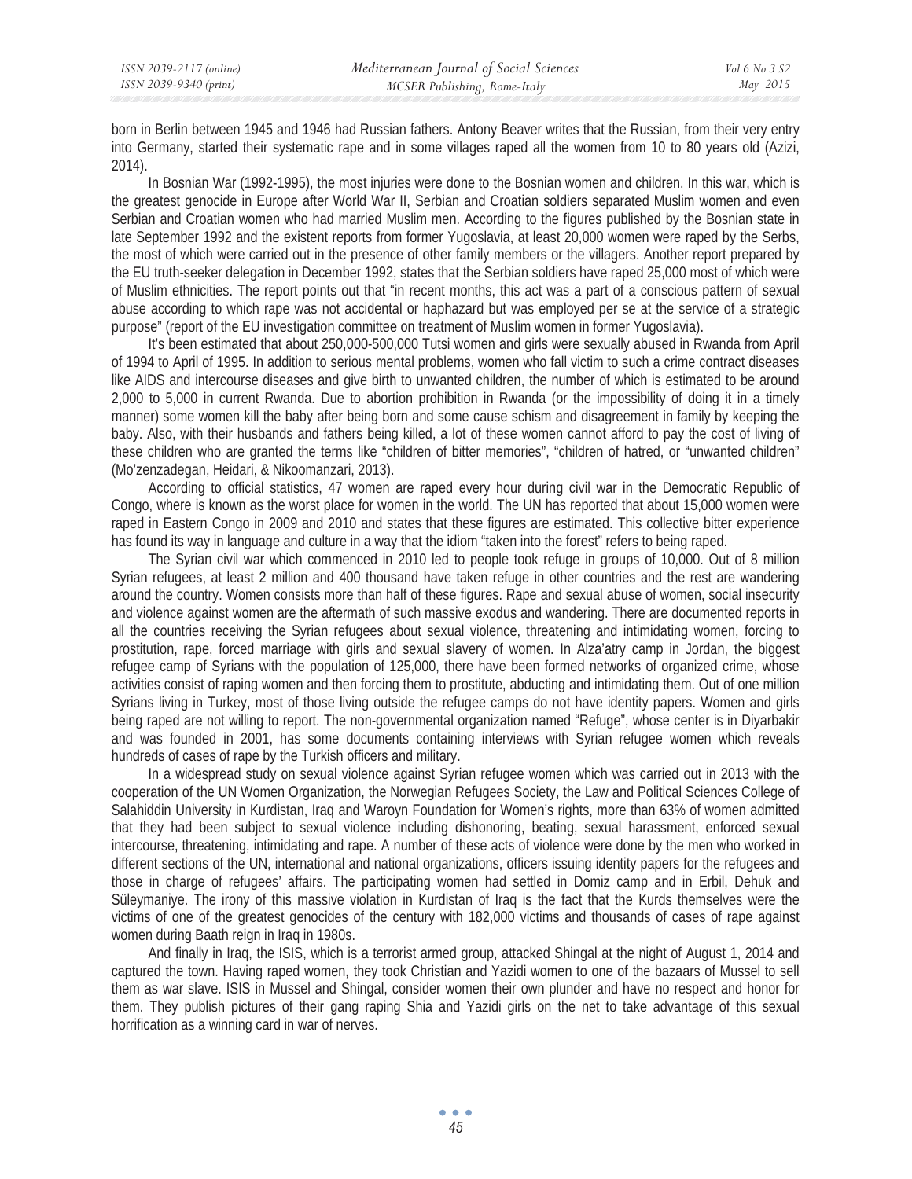born in Berlin between 1945 and 1946 had Russian fathers. Antony Beaver writes that the Russian, from their very entry into Germany, started their systematic rape and in some villages raped all the women from 10 to 80 years old (Azizi, 2014).

In Bosnian War (1992-1995), the most injuries were done to the Bosnian women and children. In this war, which is the greatest genocide in Europe after World War II, Serbian and Croatian soldiers separated Muslim women and even Serbian and Croatian women who had married Muslim men. According to the figures published by the Bosnian state in late September 1992 and the existent reports from former Yugoslavia, at least 20,000 women were raped by the Serbs, the most of which were carried out in the presence of other family members or the villagers. Another report prepared by the EU truth-seeker delegation in December 1992, states that the Serbian soldiers have raped 25,000 most of which were of Muslim ethnicities. The report points out that "in recent months, this act was a part of a conscious pattern of sexual abuse according to which rape was not accidental or haphazard but was employed per se at the service of a strategic purpose" (report of the EU investigation committee on treatment of Muslim women in former Yugoslavia).

It's been estimated that about 250,000-500,000 Tutsi women and girls were sexually abused in Rwanda from April of 1994 to April of 1995. In addition to serious mental problems, women who fall victim to such a crime contract diseases like AIDS and intercourse diseases and give birth to unwanted children, the number of which is estimated to be around 2,000 to 5,000 in current Rwanda. Due to abortion prohibition in Rwanda (or the impossibility of doing it in a timely manner) some women kill the baby after being born and some cause schism and disagreement in family by keeping the baby. Also, with their husbands and fathers being killed, a lot of these women cannot afford to pay the cost of living of these children who are granted the terms like "children of bitter memories", "children of hatred, or "unwanted children" (Mo'zenzadegan, Heidari, & Nikoomanzari, 2013).

According to official statistics, 47 women are raped every hour during civil war in the Democratic Republic of Congo, where is known as the worst place for women in the world. The UN has reported that about 15,000 women were raped in Eastern Congo in 2009 and 2010 and states that these figures are estimated. This collective bitter experience has found its way in language and culture in a way that the idiom "taken into the forest" refers to being raped.

The Syrian civil war which commenced in 2010 led to people took refuge in groups of 10,000. Out of 8 million Syrian refugees, at least 2 million and 400 thousand have taken refuge in other countries and the rest are wandering around the country. Women consists more than half of these figures. Rape and sexual abuse of women, social insecurity and violence against women are the aftermath of such massive exodus and wandering. There are documented reports in all the countries receiving the Syrian refugees about sexual violence, threatening and intimidating women, forcing to prostitution, rape, forced marriage with girls and sexual slavery of women. In Alza'atry camp in Jordan, the biggest refugee camp of Syrians with the population of 125,000, there have been formed networks of organized crime, whose activities consist of raping women and then forcing them to prostitute, abducting and intimidating them. Out of one million Syrians living in Turkey, most of those living outside the refugee camps do not have identity papers. Women and girls being raped are not willing to report. The non-governmental organization named "Refuge", whose center is in Diyarbakir and was founded in 2001, has some documents containing interviews with Syrian refugee women which reveals hundreds of cases of rape by the Turkish officers and military.

In a widespread study on sexual violence against Syrian refugee women which was carried out in 2013 with the cooperation of the UN Women Organization, the Norwegian Refugees Society, the Law and Political Sciences College of Salahiddin University in Kurdistan, Iraq and Waroyn Foundation for Women's rights, more than 63% of women admitted that they had been subject to sexual violence including dishonoring, beating, sexual harassment, enforced sexual intercourse, threatening, intimidating and rape. A number of these acts of violence were done by the men who worked in different sections of the UN, international and national organizations, officers issuing identity papers for the refugees and those in charge of refugees' affairs. The participating women had settled in Domiz camp and in Erbil, Dehuk and Süleymaniye. The irony of this massive violation in Kurdistan of Iraq is the fact that the Kurds themselves were the victims of one of the greatest genocides of the century with 182,000 victims and thousands of cases of rape against women during Baath reign in Iraq in 1980s.

And finally in Iraq, the ISIS, which is a terrorist armed group, attacked Shingal at the night of August 1, 2014 and captured the town. Having raped women, they took Christian and Yazidi women to one of the bazaars of Mussel to sell them as war slave. ISIS in Mussel and Shingal, consider women their own plunder and have no respect and honor for them. They publish pictures of their gang raping Shia and Yazidi girls on the net to take advantage of this sexual horrification as a winning card in war of nerves.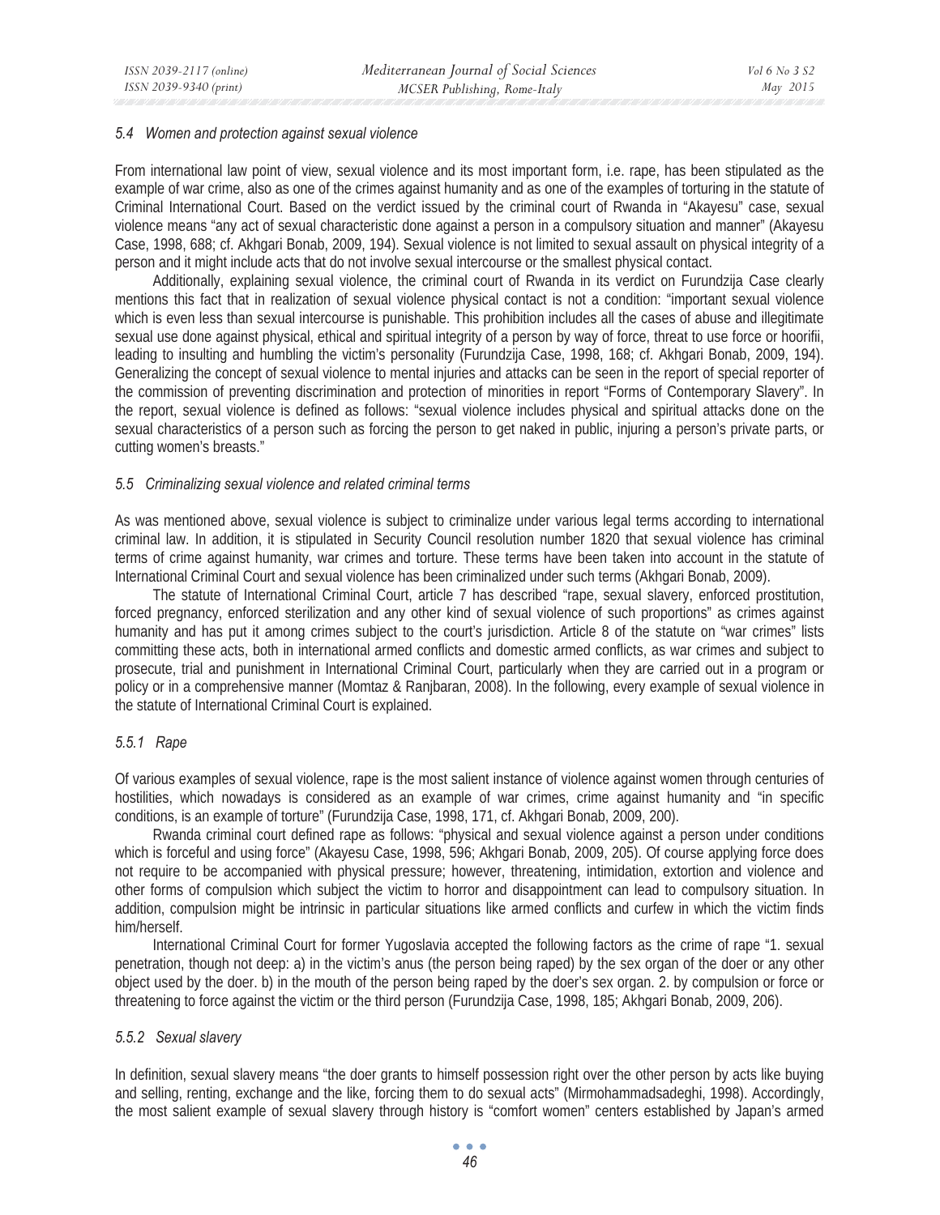### *5.4 Women and protection against sexual violence*

From international law point of view, sexual violence and its most important form, i.e. rape, has been stipulated as the example of war crime, also as one of the crimes against humanity and as one of the examples of torturing in the statute of Criminal International Court. Based on the verdict issued by the criminal court of Rwanda in "Akayesu" case, sexual violence means "any act of sexual characteristic done against a person in a compulsory situation and manner" (Akayesu Case, 1998, 688; cf. Akhgari Bonab, 2009, 194). Sexual violence is not limited to sexual assault on physical integrity of a person and it might include acts that do not involve sexual intercourse or the smallest physical contact.

Additionally, explaining sexual violence, the criminal court of Rwanda in its verdict on Furundzija Case clearly mentions this fact that in realization of sexual violence physical contact is not a condition: "important sexual violence which is even less than sexual intercourse is punishable. This prohibition includes all the cases of abuse and illegitimate sexual use done against physical, ethical and spiritual integrity of a person by way of force, threat to use force or hoorifii, leading to insulting and humbling the victim's personality (Furundzija Case, 1998, 168; cf. Akhgari Bonab, 2009, 194). Generalizing the concept of sexual violence to mental injuries and attacks can be seen in the report of special reporter of the commission of preventing discrimination and protection of minorities in report "Forms of Contemporary Slavery". In the report, sexual violence is defined as follows: "sexual violence includes physical and spiritual attacks done on the sexual characteristics of a person such as forcing the person to get naked in public, injuring a person's private parts, or cutting women's breasts."

### *5.5 Criminalizing sexual violence and related criminal terms*

As was mentioned above, sexual violence is subject to criminalize under various legal terms according to international criminal law. In addition, it is stipulated in Security Council resolution number 1820 that sexual violence has criminal terms of crime against humanity, war crimes and torture. These terms have been taken into account in the statute of International Criminal Court and sexual violence has been criminalized under such terms (Akhgari Bonab, 2009).

The statute of International Criminal Court, article 7 has described "rape, sexual slavery, enforced prostitution, forced pregnancy, enforced sterilization and any other kind of sexual violence of such proportions" as crimes against humanity and has put it among crimes subject to the court's jurisdiction. Article 8 of the statute on "war crimes" lists committing these acts, both in international armed conflicts and domestic armed conflicts, as war crimes and subject to prosecute, trial and punishment in International Criminal Court, particularly when they are carried out in a program or policy or in a comprehensive manner (Momtaz & Ranjbaran, 2008). In the following, every example of sexual violence in the statute of International Criminal Court is explained.

#### *5.5.1 Rape*

Of various examples of sexual violence, rape is the most salient instance of violence against women through centuries of hostilities, which nowadays is considered as an example of war crimes, crime against humanity and "in specific conditions, is an example of torture" (Furundzija Case, 1998, 171, cf. Akhgari Bonab, 2009, 200).

Rwanda criminal court defined rape as follows: "physical and sexual violence against a person under conditions which is forceful and using force" (Akayesu Case, 1998, 596; Akhgari Bonab, 2009, 205). Of course applying force does not require to be accompanied with physical pressure; however, threatening, intimidation, extortion and violence and other forms of compulsion which subject the victim to horror and disappointment can lead to compulsory situation. In addition, compulsion might be intrinsic in particular situations like armed conflicts and curfew in which the victim finds him/herself.

International Criminal Court for former Yugoslavia accepted the following factors as the crime of rape "1. sexual penetration, though not deep: a) in the victim's anus (the person being raped) by the sex organ of the doer or any other object used by the doer. b) in the mouth of the person being raped by the doer's sex organ. 2. by compulsion or force or threatening to force against the victim or the third person (Furundzija Case, 1998, 185; Akhgari Bonab, 2009, 206).

#### *5.5.2 Sexual slavery*

In definition, sexual slavery means "the doer grants to himself possession right over the other person by acts like buying and selling, renting, exchange and the like, forcing them to do sexual acts" (Mirmohammadsadeghi, 1998). Accordingly, the most salient example of sexual slavery through history is "comfort women" centers established by Japan's armed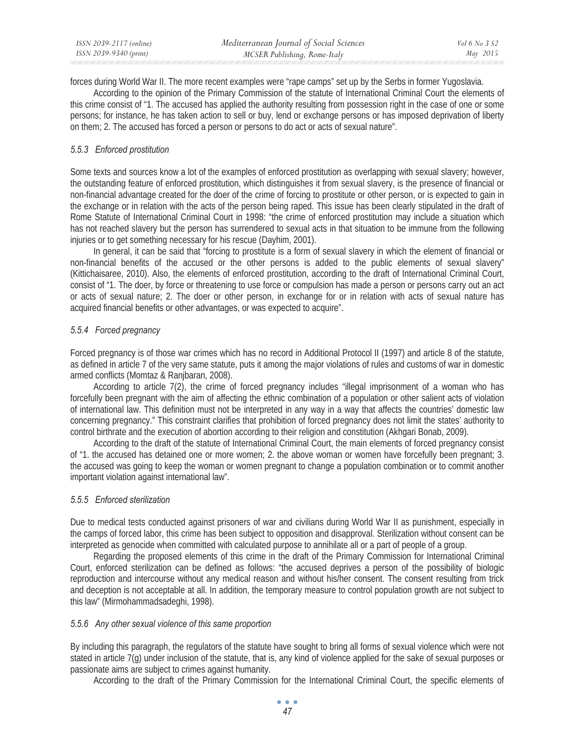forces during World War II. The more recent examples were "rape camps" set up by the Serbs in former Yugoslavia.

According to the opinion of the Primary Commission of the statute of International Criminal Court the elements of this crime consist of "1. The accused has applied the authority resulting from possession right in the case of one or some persons; for instance, he has taken action to sell or buy, lend or exchange persons or has imposed deprivation of liberty on them; 2. The accused has forced a person or persons to do act or acts of sexual nature".

#### *5.5.3 Enforced prostitution*

Some texts and sources know a lot of the examples of enforced prostitution as overlapping with sexual slavery; however, the outstanding feature of enforced prostitution, which distinguishes it from sexual slavery, is the presence of financial or non-financial advantage created for the doer of the crime of forcing to prostitute or other person, or is expected to gain in the exchange or in relation with the acts of the person being raped. This issue has been clearly stipulated in the draft of Rome Statute of International Criminal Court in 1998: "the crime of enforced prostitution may include a situation which has not reached slavery but the person has surrendered to sexual acts in that situation to be immune from the following injuries or to get something necessary for his rescue (Dayhim, 2001).

In general, it can be said that "forcing to prostitute is a form of sexual slavery in which the element of financial or non-financial benefits of the accused or the other persons is added to the public elements of sexual slavery" (Kittichaisaree, 2010). Also, the elements of enforced prostitution, according to the draft of International Criminal Court, consist of "1. The doer, by force or threatening to use force or compulsion has made a person or persons carry out an act or acts of sexual nature; 2. The doer or other person, in exchange for or in relation with acts of sexual nature has acquired financial benefits or other advantages, or was expected to acquire".

#### *5.5.4 Forced pregnancy*

Forced pregnancy is of those war crimes which has no record in Additional Protocol II (1997) and article 8 of the statute, as defined in article 7 of the very same statute, puts it among the major violations of rules and customs of war in domestic armed conflicts (Momtaz & Ranjbaran, 2008).

According to article 7(2), the crime of forced pregnancy includes "illegal imprisonment of a woman who has forcefully been pregnant with the aim of affecting the ethnic combination of a population or other salient acts of violation of international law. This definition must not be interpreted in any way in a way that affects the countries' domestic law concerning pregnancy." This constraint clarifies that prohibition of forced pregnancy does not limit the states' authority to control birthrate and the execution of abortion according to their religion and constitution (Akhgari Bonab, 2009).

According to the draft of the statute of International Criminal Court, the main elements of forced pregnancy consist of "1. the accused has detained one or more women; 2. the above woman or women have forcefully been pregnant; 3. the accused was going to keep the woman or women pregnant to change a population combination or to commit another important violation against international law".

#### *5.5.5 Enforced sterilization*

Due to medical tests conducted against prisoners of war and civilians during World War II as punishment, especially in the camps of forced labor, this crime has been subject to opposition and disapproval. Sterilization without consent can be interpreted as genocide when committed with calculated purpose to annihilate all or a part of people of a group.

Regarding the proposed elements of this crime in the draft of the Primary Commission for International Criminal Court, enforced sterilization can be defined as follows: "the accused deprives a person of the possibility of biologic reproduction and intercourse without any medical reason and without his/her consent. The consent resulting from trick and deception is not acceptable at all. In addition, the temporary measure to control population growth are not subject to this law" (Mirmohammadsadeghi, 1998).

#### *5.5.6 Any other sexual violence of this same proportion*

By including this paragraph, the regulators of the statute have sought to bring all forms of sexual violence which were not stated in article 7(g) under inclusion of the statute, that is, any kind of violence applied for the sake of sexual purposes or passionate aims are subject to crimes against humanity.

According to the draft of the Primary Commission for the International Criminal Court, the specific elements of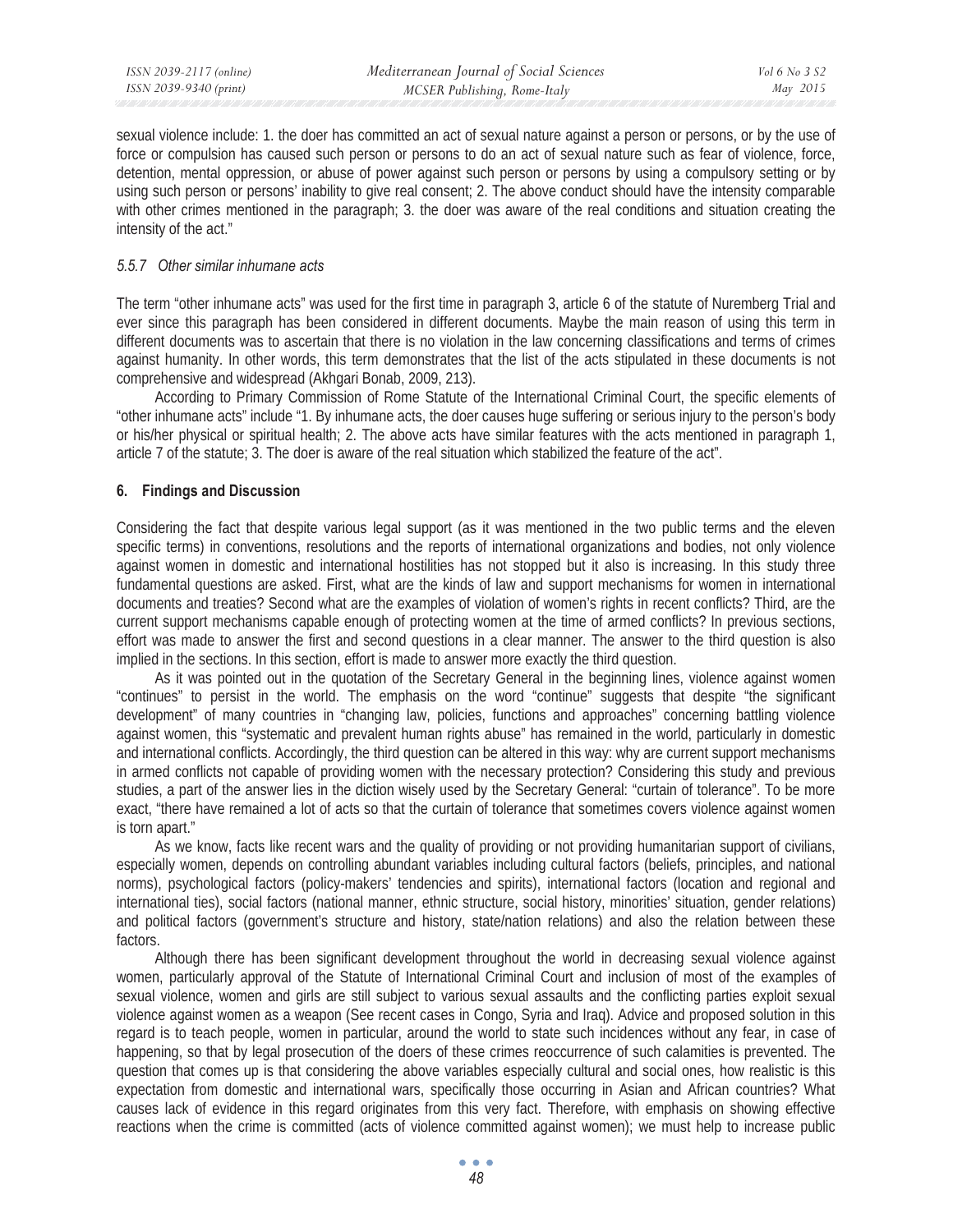sexual violence include: 1. the doer has committed an act of sexual nature against a person or persons, or by the use of force or compulsion has caused such person or persons to do an act of sexual nature such as fear of violence, force, detention, mental oppression, or abuse of power against such person or persons by using a compulsory setting or by using such person or persons' inability to give real consent; 2. The above conduct should have the intensity comparable with other crimes mentioned in the paragraph; 3. the doer was aware of the real conditions and situation creating the intensity of the act."

#### *5.5.7 Other similar inhumane acts*

The term "other inhumane acts" was used for the first time in paragraph 3, article 6 of the statute of Nuremberg Trial and ever since this paragraph has been considered in different documents. Maybe the main reason of using this term in different documents was to ascertain that there is no violation in the law concerning classifications and terms of crimes against humanity. In other words, this term demonstrates that the list of the acts stipulated in these documents is not comprehensive and widespread (Akhgari Bonab, 2009, 213).

According to Primary Commission of Rome Statute of the International Criminal Court, the specific elements of "other inhumane acts" include "1. By inhumane acts, the doer causes huge suffering or serious injury to the person's body or his/her physical or spiritual health; 2. The above acts have similar features with the acts mentioned in paragraph 1, article 7 of the statute; 3. The doer is aware of the real situation which stabilized the feature of the act".

## 6. Findings and Discussion

Considering the fact that despite various legal support (as it was mentioned in the two public terms and the eleven specific terms) in conventions, resolutions and the reports of international organizations and bodies, not only violence against women in domestic and international hostilities has not stopped but it also is increasing. In this study three fundamental questions are asked. First, what are the kinds of law and support mechanisms for women in international documents and treaties? Second what are the examples of violation of women's rights in recent conflicts? Third, are the current support mechanisms capable enough of protecting women at the time of armed conflicts? In previous sections, effort was made to answer the first and second questions in a clear manner. The answer to the third question is also implied in the sections. In this section, effort is made to answer more exactly the third question.

As it was pointed out in the quotation of the Secretary General in the beginning lines, violence against women "continues" to persist in the world. The emphasis on the word "continue" suggests that despite "the significant development" of many countries in "changing law, policies, functions and approaches" concerning battling violence against women, this "systematic and prevalent human rights abuse" has remained in the world, particularly in domestic and international conflicts. Accordingly, the third question can be altered in this way: why are current support mechanisms in armed conflicts not capable of providing women with the necessary protection? Considering this study and previous studies, a part of the answer lies in the diction wisely used by the Secretary General: "curtain of tolerance". To be more exact, "there have remained a lot of acts so that the curtain of tolerance that sometimes covers violence against women is torn apart."

As we know, facts like recent wars and the quality of providing or not providing humanitarian support of civilians, especially women, depends on controlling abundant variables including cultural factors (beliefs, principles, and national norms), psychological factors (policy-makers' tendencies and spirits), international factors (location and regional and international ties), social factors (national manner, ethnic structure, social history, minorities' situation, gender relations) and political factors (government's structure and history, state/nation relations) and also the relation between these factors.

Although there has been significant development throughout the world in decreasing sexual violence against women, particularly approval of the Statute of International Criminal Court and inclusion of most of the examples of sexual violence, women and girls are still subject to various sexual assaults and the conflicting parties exploit sexual violence against women as a weapon (See recent cases in Congo, Syria and Iraq). Advice and proposed solution in this regard is to teach people, women in particular, around the world to state such incidences without any fear, in case of happening, so that by legal prosecution of the doers of these crimes reoccurrence of such calamities is prevented. The question that comes up is that considering the above variables especially cultural and social ones, how realistic is this expectation from domestic and international wars, specifically those occurring in Asian and African countries? What causes lack of evidence in this regard originates from this very fact. Therefore, with emphasis on showing effective reactions when the crime is committed (acts of violence committed against women); we must help to increase public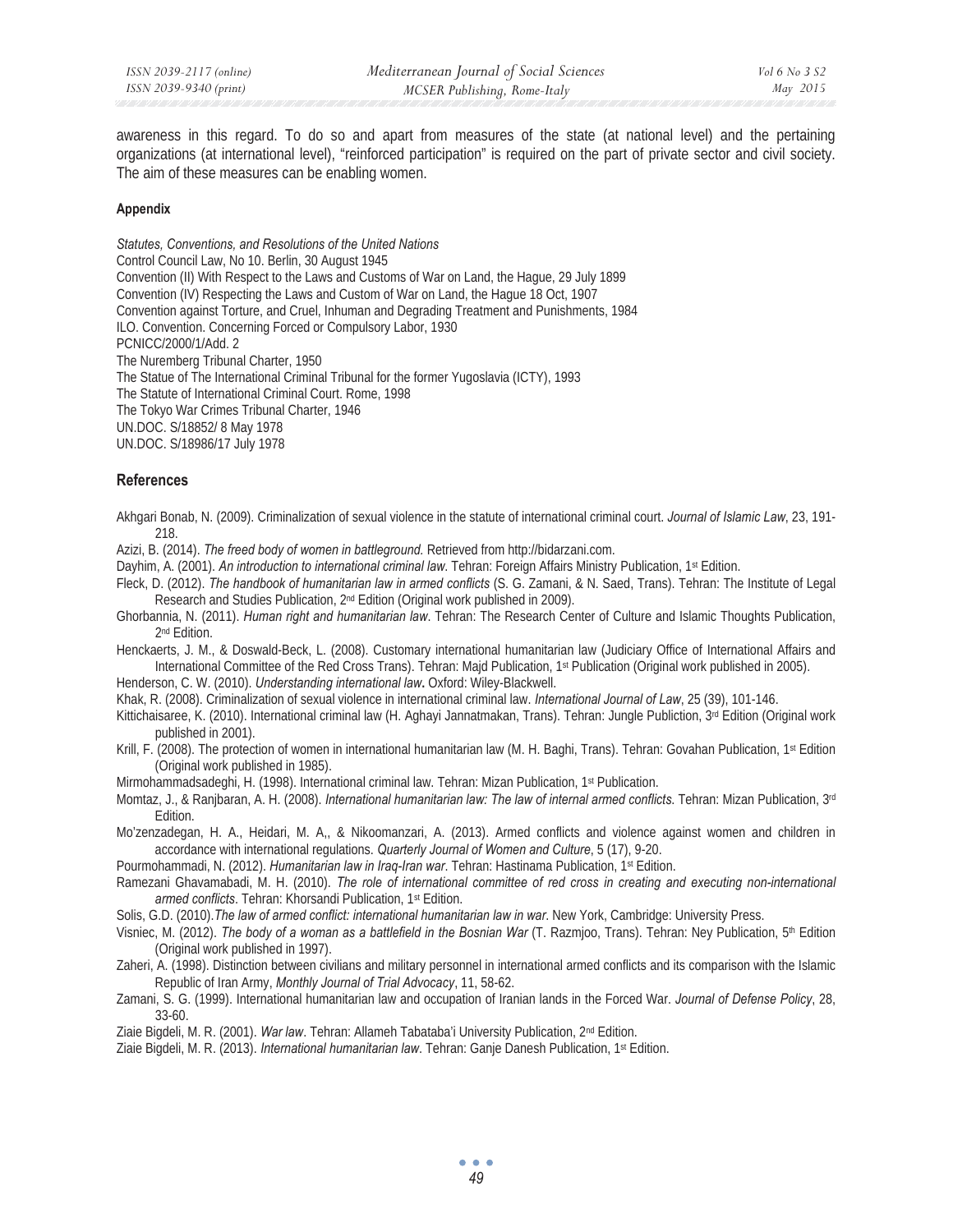awareness in this regard. To do so and apart from measures of the state (at national level) and the pertaining organizations (at international level), "reinforced participation" is required on the part of private sector and civil society. The aim of these measures can be enabling women.

#### Appendix

*Statutes, Conventions, and Resolutions of the United Nations*
Control Council Law, No 10. Berlin, 30 August 1945
Convention (II) With Respect to the Laws and Customs of War on Land, the Hague, 29 July 1899
Convention (IV) Respecting the Laws and Custom of War on Land, the Hague 18 Oct, 1907
Convention against Torture, and Cruel, Inhuman and Degrading Treatment and Punishments, 1984
ILO. Convention. Concerning Forced or Compulsory Labor, 1930
PCNICC/2000/1/Add. 2
The Nuremberg Tribunal Charter, 1950
The Statue of The International Criminal Tribunal for the former Yugoslavia (ICTY), 1993
The Statute of International Criminal Court. Rome, 1998
The Tokyo War Crimes Tribunal Charter, 1946
UN.DOC. S/18852/ 8 May 1978
UN.DOC. S/18986/17 July 1978

### References

Akhgari Bonab, N. (2009). Criminalization of sexual violence in the statute of international criminal court. *Journal of Islamic Law*, 23, 191-218.

Azizi, B. (2014). *The freed body of women in battleground.* Retrieved from http://bidarzani.com.

Dayhim, A. (2001). *An introduction to international criminal law*. Tehran: Foreign Affairs Ministry Publication, 1st Edition.

Fleck, D. (2012). *The handbook of humanitarian law in armed conflicts* (S. G. Zamani, & N. Saed, Trans). Tehran: The Institute of Legal Research and Studies Publication, 2nd Edition (Original work published in 2009).

Ghorbannia, N. (2011). *Human right and humanitarian law*. Tehran: The Research Center of Culture and Islamic Thoughts Publication, 2nd Edition.

Henckaerts, J. M., & Doswald-Beck, L. (2008). Customary international humanitarian law (Judiciary Office of International Affairs and International Committee of the Red Cross Trans). Tehran: Majd Publication, 1st Publication (Original work published in 2005).

Henderson, C. W. (2010). *Understanding international law***.** Oxford: Wiley-Blackwell.

Khak, R. (2008). Criminalization of sexual violence in international criminal law. *International Journal of Law*, 25 (39), 101-146.

Kittichaisaree, K. (2010). International criminal law (H. Aghayi Jannatmakan, Trans). Tehran: Jungle Publiction, 3rd Edition (Original work published in 2001).

Krill, F. (2008). The protection of women in international humanitarian law (M. H. Baghi, Trans). Tehran: Govahan Publication, 1st Edition (Original work published in 1985).

Mirmohammadsadeghi, H. (1998). International criminal law. Tehran: Mizan Publication, 1st Publication.

Momtaz, J., & Ranjbaran, A. H. (2008). *International humanitarian law: The law of internal armed conflicts*. Tehran: Mizan Publication, 3rd Edition.

Mo'zenzadegan, H. A., Heidari, M. A,, & Nikoomanzari, A. (2013). Armed conflicts and violence against women and children in accordance with international regulations. *Quarterly Journal of Women and Culture*, 5 (17), 9-20.

Pourmohammadi, N. (2012). *Humanitarian law in Iraq-Iran war*. Tehran: Hastinama Publication, 1st Edition.

Ramezani Ghavamabadi, M. H. (2010). *The role of international committee of red cross in creating and executing non-international armed conflicts*. Tehran: Khorsandi Publication, 1st Edition.

Solis, G.D. (2010).*The law of armed conflict: international humanitarian law in war*. New York, Cambridge: University Press.

Visniec, M. (2012). *The body of a woman as a battlefield in the Bosnian War* (T. Razmjoo, Trans). Tehran: Ney Publication, 5th Edition (Original work published in 1997).

Zaheri, A. (1998). Distinction between civilians and military personnel in international armed conflicts and its comparison with the Islamic Republic of Iran Army, *Monthly Journal of Trial Advocacy*, 11, 58-62.

Zamani, S. G. (1999). International humanitarian law and occupation of Iranian lands in the Forced War. *Journal of Defense Policy*, 28, 33-60.

Ziaie Bigdeli, M. R. (2001). *War law*. Tehran: Allameh Tabataba'i University Publication, 2nd Edition.

Ziaie Bigdeli, M. R. (2013). *International humanitarian law*. Tehran: Ganje Danesh Publication, 1st Edition.